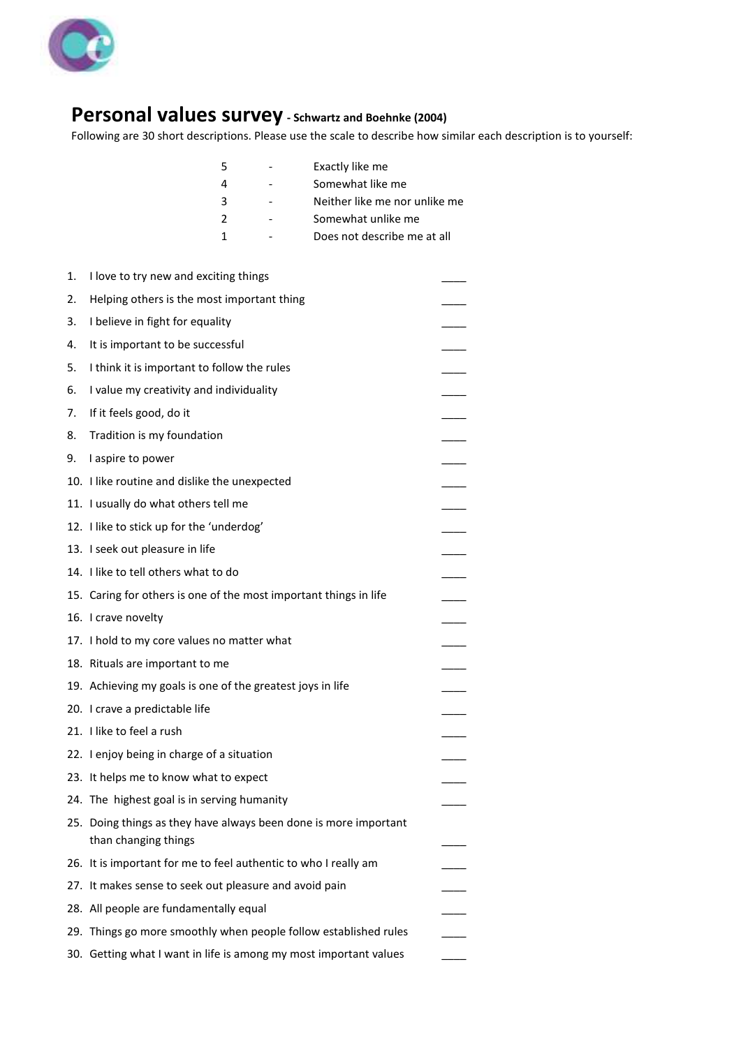# Personal values survey - Schwartz and Boehnke (2004)

Following are 30 short descriptions. Please use the scale to describe how similar each description is to yourself:

| | | |
|---|---|---|
| 5 | - | Exactly like me |
| 4 | - | Somewhat like me |
| 3 | - | Neither like me nor unlike me |
| 2 | - | Somewhat unlike me |
| 1 | - | Does not describe me at all |

1. I love to try new and exciting things ____
2. Helping others is the most important thing ____
3. I believe in fight for equality ____
4. It is important to be successful ____
5. I think it is important to follow the rules ____
6. I value my creativity and individuality ____
7. If it feels good, do it ____
8. Tradition is my foundation ____
9. I aspire to power ____
10. I like routine and dislike the unexpected ____
11. I usually do what others tell me ____
12. I like to stick up for the 'underdog' ____
13. I seek out pleasure in life ____
14. I like to tell others what to do ____
15. Caring for others is one of the most important things in life ____
16. I crave novelty ____
17. I hold to my core values no matter what ____
18. Rituals are important to me ____
19. Achieving my goals is one of the greatest joys in life ____
20. I crave a predictable life ____
21. I like to feel a rush ____
22. I enjoy being in charge of a situation ____
23. It helps me to know what to expect ____
24. The highest goal is in serving humanity ____
25. Doing things as they have always been done is more important than changing things ____
26. It is important for me to feel authentic to who I really am ____
27. It makes sense to seek out pleasure and avoid pain ____
28. All people are fundamentally equal ____
29. Things go more smoothly when people follow established rules ____
30. Getting what I want in life is among my most important values ____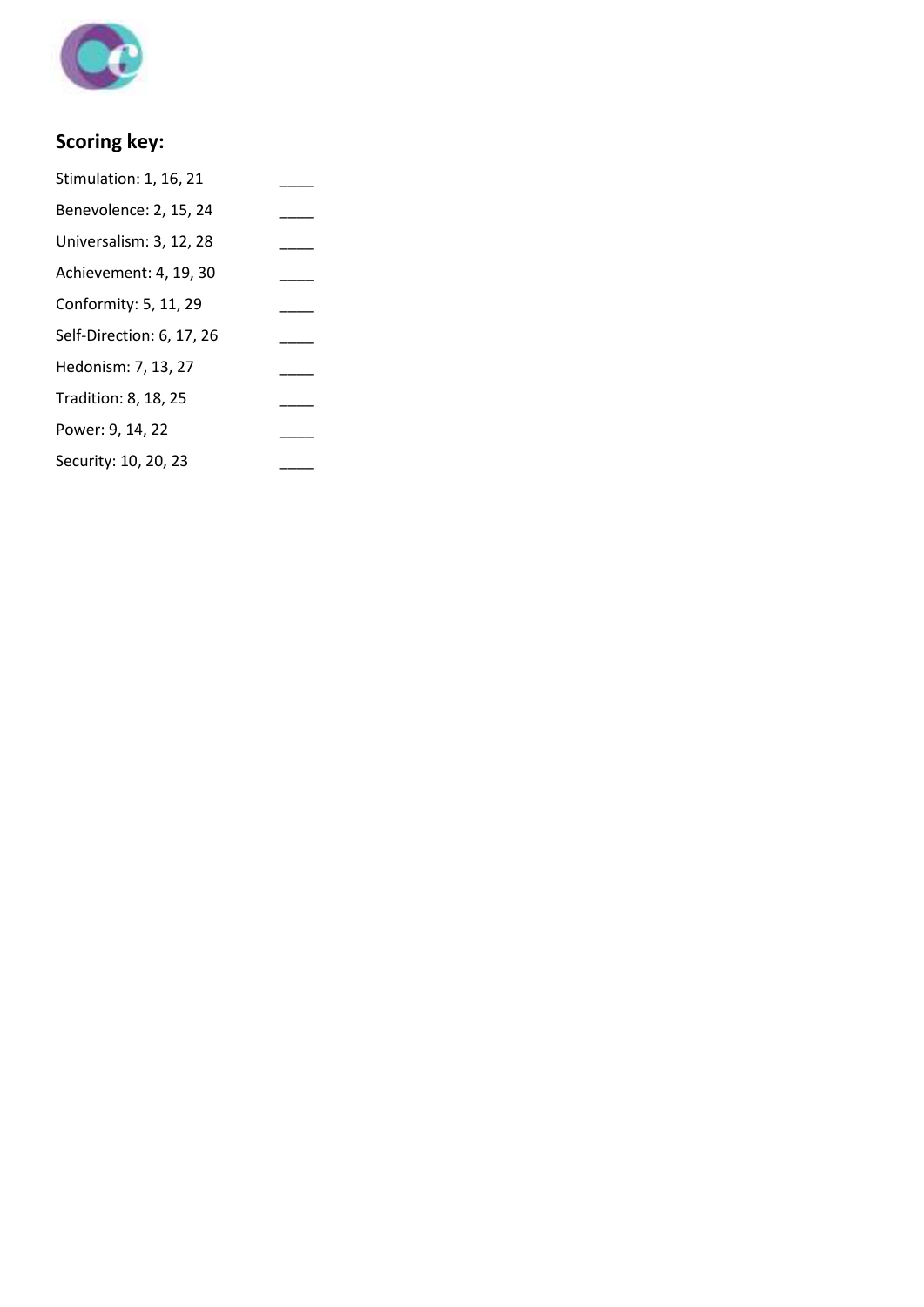## Scoring key:

Stimulation: 1, 16, 21 ____

Benevolence: 2, 15, 24 ____

Universalism: 3, 12, 28 ____

Achievement: 4, 19, 30 ____

Conformity: 5, 11, 29 ____

Self-Direction: 6, 17, 26 ____

Hedonism: 7, 13, 27 ____

Tradition: 8, 18, 25 ____

Power: 9, 14, 22 ____

Security: 10, 20, 23 ____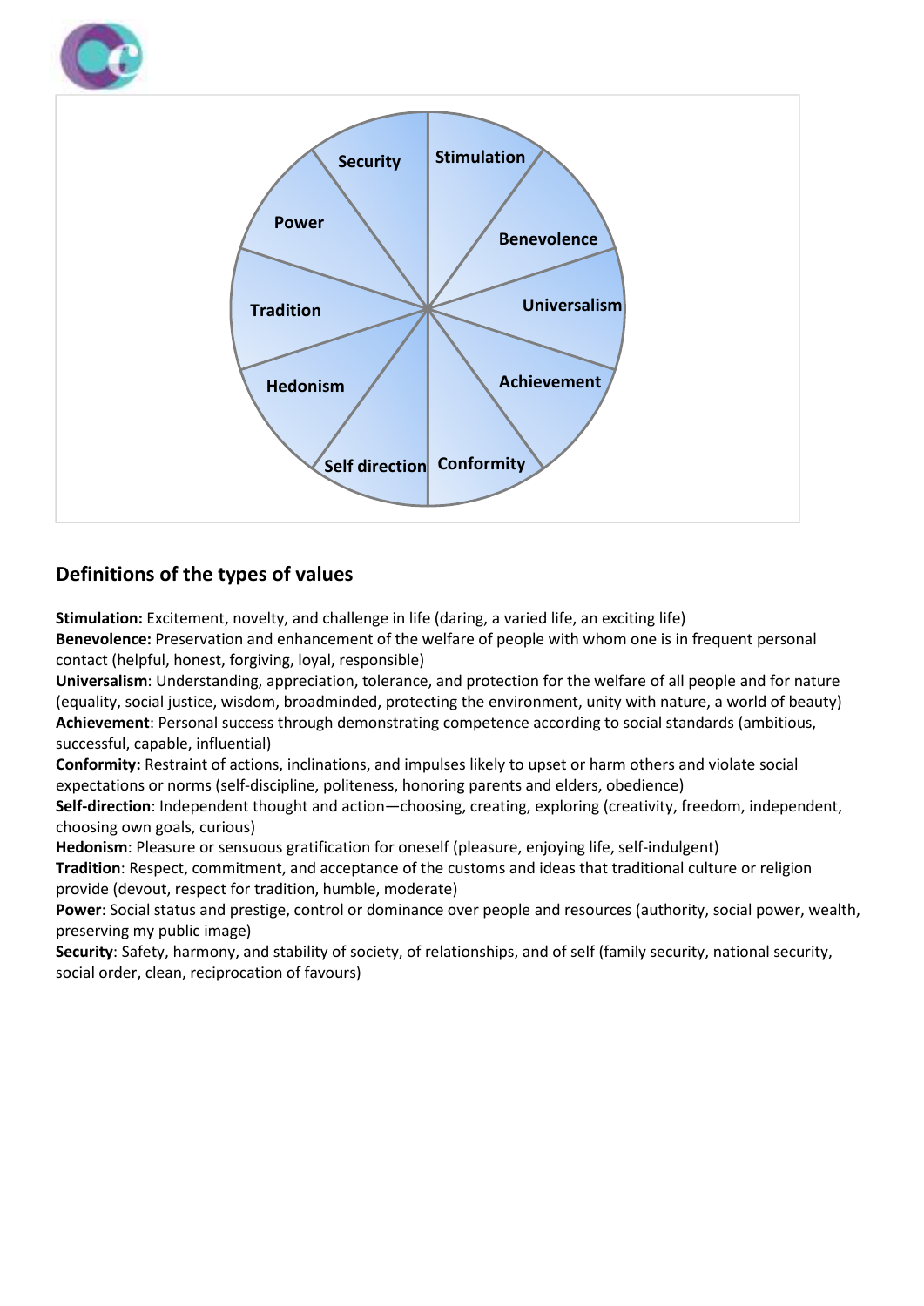## Definitions of the types of values

**Stimulation:** Excitement, novelty, and challenge in life (daring, a varied life, an exciting life)
**Benevolence:** Preservation and enhancement of the welfare of people with whom one is in frequent personal contact (helpful, honest, forgiving, loyal, responsible)
**Universalism**: Understanding, appreciation, tolerance, and protection for the welfare of all people and for nature (equality, social justice, wisdom, broadminded, protecting the environment, unity with nature, a world of beauty)
**Achievement**: Personal success through demonstrating competence according to social standards (ambitious, successful, capable, influential)
**Conformity:** Restraint of actions, inclinations, and impulses likely to upset or harm others and violate social expectations or norms (self-discipline, politeness, honoring parents and elders, obedience)
**Self-direction**: Independent thought and action—choosing, creating, exploring (creativity, freedom, independent, choosing own goals, curious)
**Hedonism**: Pleasure or sensuous gratification for oneself (pleasure, enjoying life, self-indulgent)
**Tradition**: Respect, commitment, and acceptance of the customs and ideas that traditional culture or religion provide (devout, respect for tradition, humble, moderate)
**Power**: Social status and prestige, control or dominance over people and resources (authority, social power, wealth, preserving my public image)
**Security**: Safety, harmony, and stability of society, of relationships, and of self (family security, national security, social order, clean, reciprocation of favours)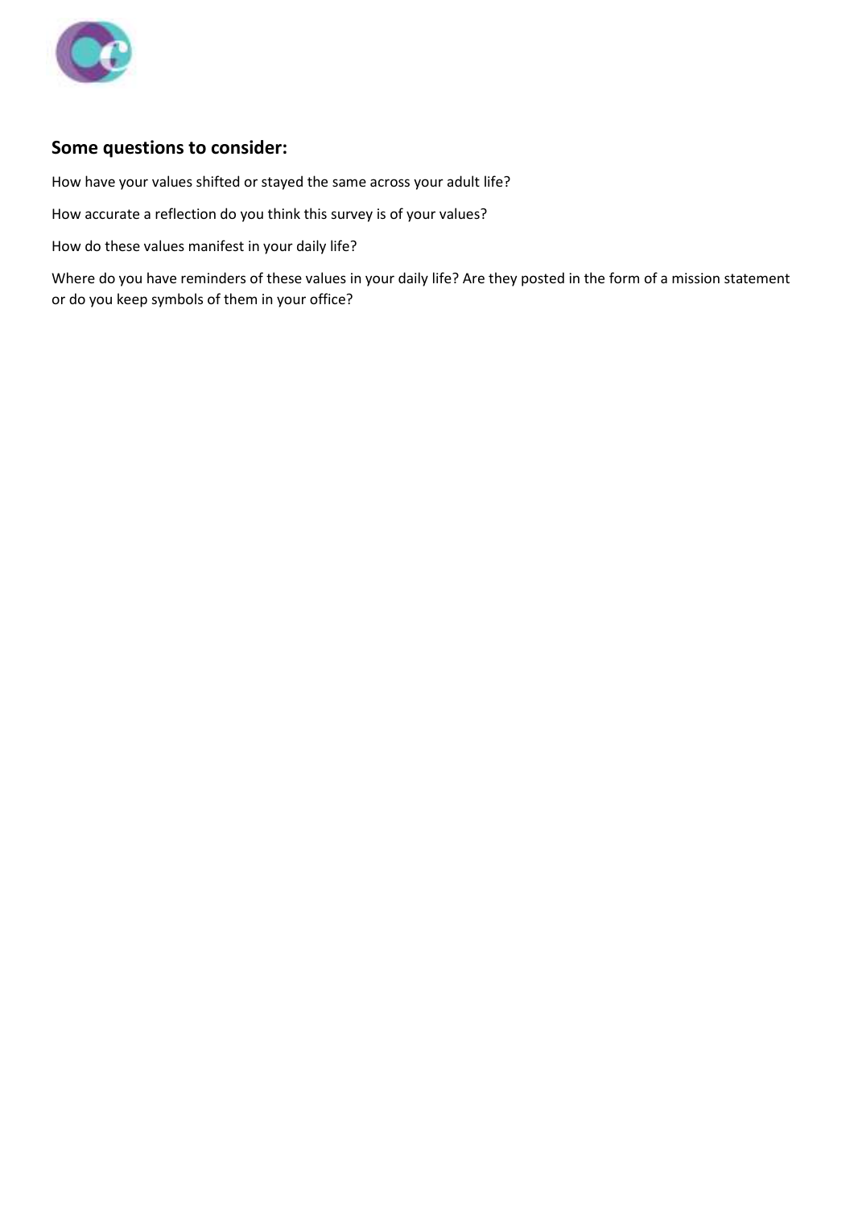## Some questions to consider:

How have your values shifted or stayed the same across your adult life?

How accurate a reflection do you think this survey is of your values?

How do these values manifest in your daily life?

Where do you have reminders of these values in your daily life? Are they posted in the form of a mission statement or do you keep symbols of them in your office?